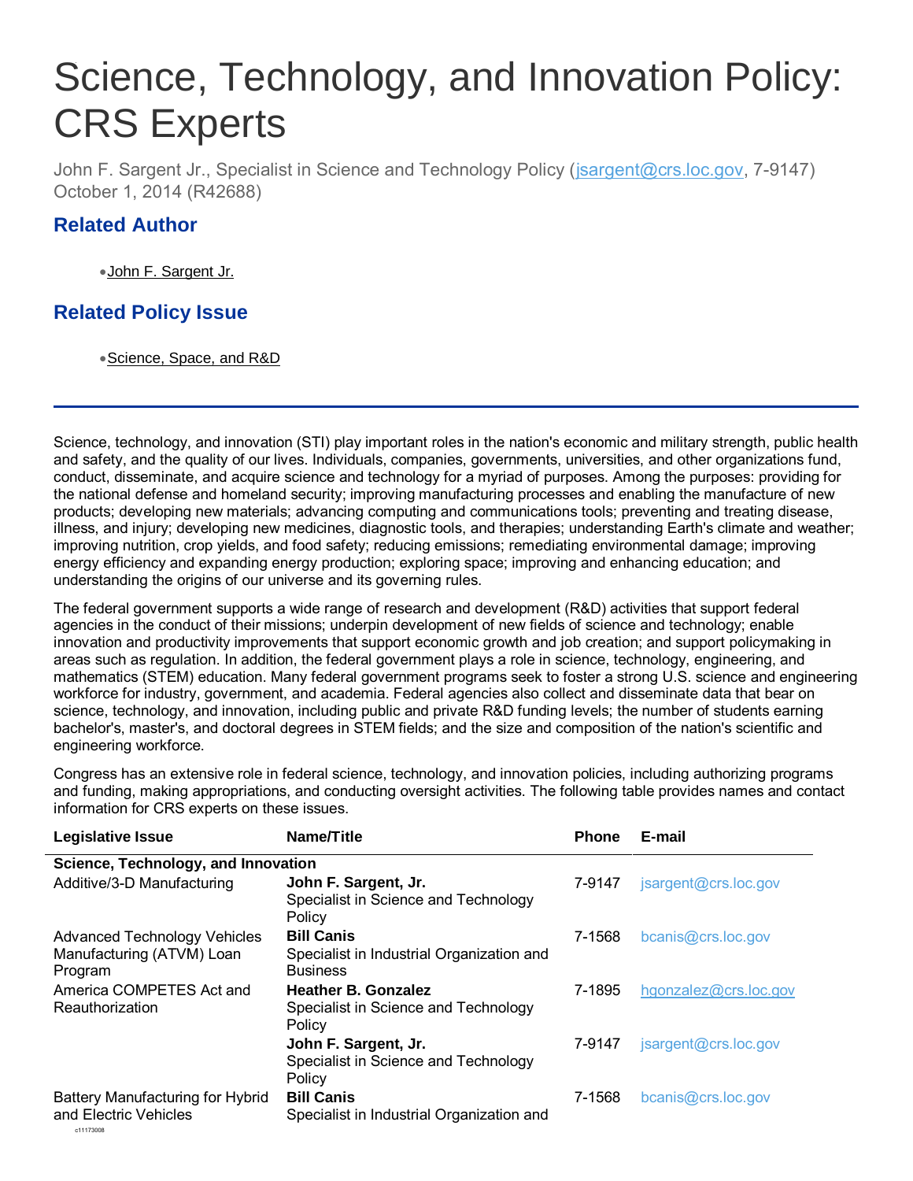# Science, Technology, and Innovation Policy: CRS Experts

John F. Sargent Jr., Specialist in Science and Technology Policy (jsargent@crs.loc.gov, 7-9147)
October 1, 2014 (R42688)

## Related Author

- John F. Sargent Jr.

## Related Policy Issue

- Science, Space, and R&D

---

Science, technology, and innovation (STI) play important roles in the nation's economic and military strength, public health and safety, and the quality of our lives. Individuals, companies, governments, universities, and other organizations fund, conduct, disseminate, and acquire science and technology for a myriad of purposes. Among the purposes: providing for the national defense and homeland security; improving manufacturing processes and enabling the manufacture of new products; developing new materials; advancing computing and communications tools; preventing and treating disease, illness, and injury; developing new medicines, diagnostic tools, and therapies; understanding Earth's climate and weather; improving nutrition, crop yields, and food safety; reducing emissions; remediating environmental damage; improving energy efficiency and expanding energy production; exploring space; improving and enhancing education; and understanding the origins of our universe and its governing rules.

The federal government supports a wide range of research and development (R&D) activities that support federal agencies in the conduct of their missions; underpin development of new fields of science and technology; enable innovation and productivity improvements that support economic growth and job creation; and support policymaking in areas such as regulation. In addition, the federal government plays a role in science, technology, engineering, and mathematics (STEM) education. Many federal government programs seek to foster a strong U.S. science and engineering workforce for industry, government, and academia. Federal agencies also collect and disseminate data that bear on science, technology, and innovation, including public and private R&D funding levels; the number of students earning bachelor's, master's, and doctoral degrees in STEM fields; and the size and composition of the nation's scientific and engineering workforce.

Congress has an extensive role in federal science, technology, and innovation policies, including authorizing programs and funding, making appropriations, and conducting oversight activities. The following table provides names and contact information for CRS experts on these issues.

| Legislative Issue | Name/Title | Phone | E-mail |
|---|---|---|---|
| **Science, Technology, and Innovation** | | | |
| Additive/3-D Manufacturing | **John F. Sargent, Jr.** Specialist in Science and Technology Policy | 7-9147 | jsargent@crs.loc.gov |
| Advanced Technology Vehicles Manufacturing (ATVM) Loan Program | **Bill Canis** Specialist in Industrial Organization and Business | 7-1568 | bcanis@crs.loc.gov |
| America COMPETES Act and Reauthorization | **Heather B. Gonzalez** Specialist in Science and Technology Policy | 7-1895 | hgonzalez@crs.loc.gov |
| | **John F. Sargent, Jr.** Specialist in Science and Technology Policy | 7-9147 | jsargent@crs.loc.gov |
| Battery Manufacturing for Hybrid and Electric Vehicles | **Bill Canis** Specialist in Industrial Organization and | 7-1568 | bcanis@crs.loc.gov |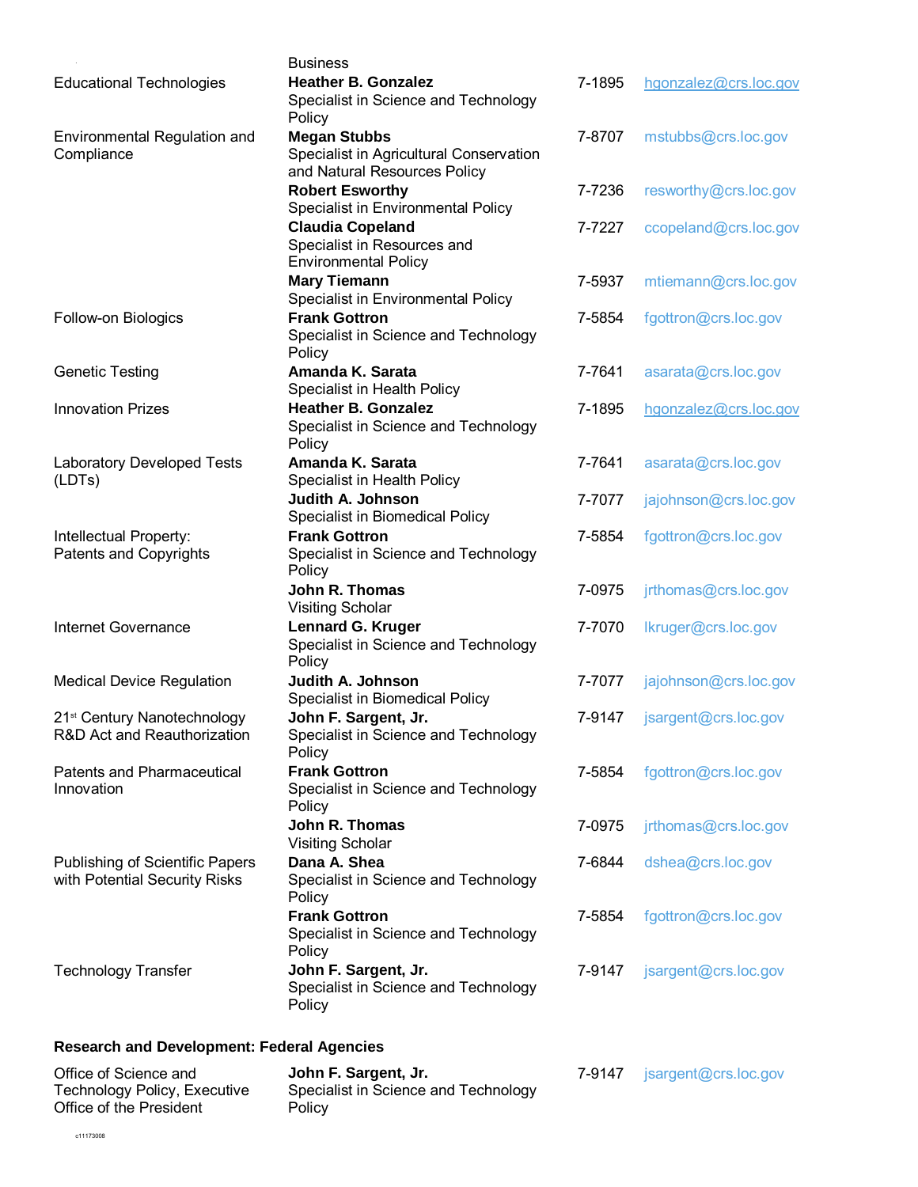| | | | |
|---|---|---|---|
| | Business | | |
| Educational Technologies | **Heather B. Gonzalez** Specialist in Science and Technology Policy | 7-1895 | hgonzalez@crs.loc.gov |
| Environmental Regulation and Compliance | **Megan Stubbs** Specialist in Agricultural Conservation and Natural Resources Policy | 7-8707 | mstubbs@crs.loc.gov |
| | **Robert Esworthy** Specialist in Environmental Policy | 7-7236 | resworthy@crs.loc.gov |
| | **Claudia Copeland** Specialist in Resources and Environmental Policy | 7-7227 | ccopeland@crs.loc.gov |
| | **Mary Tiemann** Specialist in Environmental Policy | 7-5937 | mtiemann@crs.loc.gov |
| Follow-on Biologics | **Frank Gottron** Specialist in Science and Technology Policy | 7-5854 | fgottron@crs.loc.gov |
| Genetic Testing | **Amanda K. Sarata** Specialist in Health Policy | 7-7641 | asarata@crs.loc.gov |
| Innovation Prizes | **Heather B. Gonzalez** Specialist in Science and Technology Policy | 7-1895 | hgonzalez@crs.loc.gov |
| Laboratory Developed Tests (LDTs) | **Amanda K. Sarata** Specialist in Health Policy | 7-7641 | asarata@crs.loc.gov |
| | **Judith A. Johnson** Specialist in Biomedical Policy | 7-7077 | jajohnson@crs.loc.gov |
| Intellectual Property: Patents and Copyrights | **Frank Gottron** Specialist in Science and Technology Policy | 7-5854 | fgottron@crs.loc.gov |
| | **John R. Thomas** Visiting Scholar | 7-0975 | jrthomas@crs.loc.gov |
| Internet Governance | **Lennard G. Kruger** Specialist in Science and Technology Policy | 7-7070 | lkruger@crs.loc.gov |
| Medical Device Regulation | **Judith A. Johnson** Specialist in Biomedical Policy | 7-7077 | jajohnson@crs.loc.gov |
| 21st Century Nanotechnology R&D Act and Reauthorization | **John F. Sargent, Jr.** Specialist in Science and Technology Policy | 7-9147 | jsargent@crs.loc.gov |
| Patents and Pharmaceutical Innovation | **Frank Gottron** Specialist in Science and Technology Policy | 7-5854 | fgottron@crs.loc.gov |
| | **John R. Thomas** Visiting Scholar | 7-0975 | jrthomas@crs.loc.gov |
| Publishing of Scientific Papers with Potential Security Risks | **Dana A. Shea** Specialist in Science and Technology Policy | 7-6844 | dshea@crs.loc.gov |
| | **Frank Gottron** Specialist in Science and Technology Policy | 7-5854 | fgottron@crs.loc.gov |
| Technology Transfer | **John F. Sargent, Jr.** Specialist in Science and Technology Policy | 7-9147 | jsargent@crs.loc.gov |

**Research and Development: Federal Agencies**

| | | | |
|---|---|---|---|
| Office of Science and Technology Policy, Executive Office of the President | **John F. Sargent, Jr.** Specialist in Science and Technology Policy | 7-9147 | jsargent@crs.loc.gov |

c11173008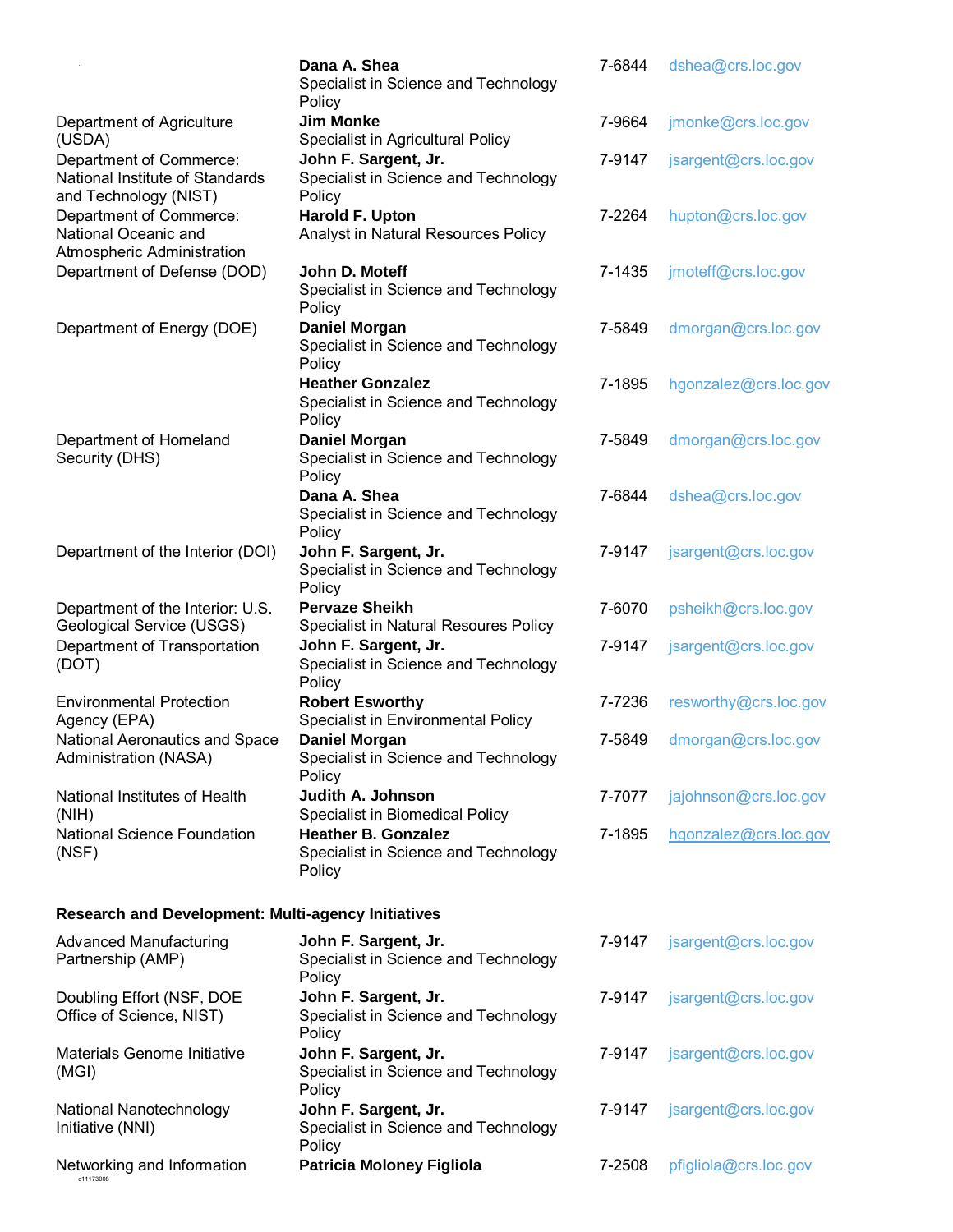| | | | |
|---|---|---|---|
| | **Dana A. Shea**<br>Specialist in Science and Technology Policy | 7-6844 | dshea@crs.loc.gov |
| Department of Agriculture (USDA) | **Jim Monke**<br>Specialist in Agricultural Policy | 7-9664 | jmonke@crs.loc.gov |
| Department of Commerce: National Institute of Standards and Technology (NIST) | **John F. Sargent, Jr.**<br>Specialist in Science and Technology Policy | 7-9147 | jsargent@crs.loc.gov |
| Department of Commerce: National Oceanic and Atmospheric Administration | **Harold F. Upton**<br>Analyst in Natural Resources Policy | 7-2264 | hupton@crs.loc.gov |
| Department of Defense (DOD) | **John D. Moteff**<br>Specialist in Science and Technology Policy | 7-1435 | jmoteff@crs.loc.gov |
| Department of Energy (DOE) | **Daniel Morgan**<br>Specialist in Science and Technology Policy | 7-5849 | dmorgan@crs.loc.gov |
| | **Heather Gonzalez**<br>Specialist in Science and Technology Policy | 7-1895 | hgonzalez@crs.loc.gov |
| Department of Homeland Security (DHS) | **Daniel Morgan**<br>Specialist in Science and Technology Policy | 7-5849 | dmorgan@crs.loc.gov |
| | **Dana A. Shea**<br>Specialist in Science and Technology Policy | 7-6844 | dshea@crs.loc.gov |
| Department of the Interior (DOI) | **John F. Sargent, Jr.**<br>Specialist in Science and Technology Policy | 7-9147 | jsargent@crs.loc.gov |
| Department of the Interior: U.S. Geological Service (USGS) | **Pervaze Sheikh**<br>Specialist in Natural Resoures Policy | 7-6070 | psheikh@crs.loc.gov |
| Department of Transportation (DOT) | **John F. Sargent, Jr.**<br>Specialist in Science and Technology Policy | 7-9147 | jsargent@crs.loc.gov |
| Environmental Protection Agency (EPA) | **Robert Esworthy**<br>Specialist in Environmental Policy | 7-7236 | resworthy@crs.loc.gov |
| National Aeronautics and Space Administration (NASA) | **Daniel Morgan**<br>Specialist in Science and Technology Policy | 7-5849 | dmorgan@crs.loc.gov |
| National Institutes of Health (NIH) | **Judith A. Johnson**<br>Specialist in Biomedical Policy | 7-7077 | jajohnson@crs.loc.gov |
| National Science Foundation (NSF) | **Heather B. Gonzalez**<br>Specialist in Science and Technology Policy | 7-1895 | hgonzalez@crs.loc.gov |

**Research and Development: Multi-agency Initiatives**

| | | | |
|---|---|---|---|
| Advanced Manufacturing Partnership (AMP) | **John F. Sargent, Jr.**<br>Specialist in Science and Technology Policy | 7-9147 | jsargent@crs.loc.gov |
| Doubling Effort (NSF, DOE Office of Science, NIST) | **John F. Sargent, Jr.**<br>Specialist in Science and Technology Policy | 7-9147 | jsargent@crs.loc.gov |
| Materials Genome Initiative (MGI) | **John F. Sargent, Jr.**<br>Specialist in Science and Technology Policy | 7-9147 | jsargent@crs.loc.gov |
| National Nanotechnology Initiative (NNI) | **John F. Sargent, Jr.**<br>Specialist in Science and Technology Policy | 7-9147 | jsargent@crs.loc.gov |
| Networking and Information | **Patricia Moloney Figliola** | 7-2508 | pfigliola@crs.loc.gov |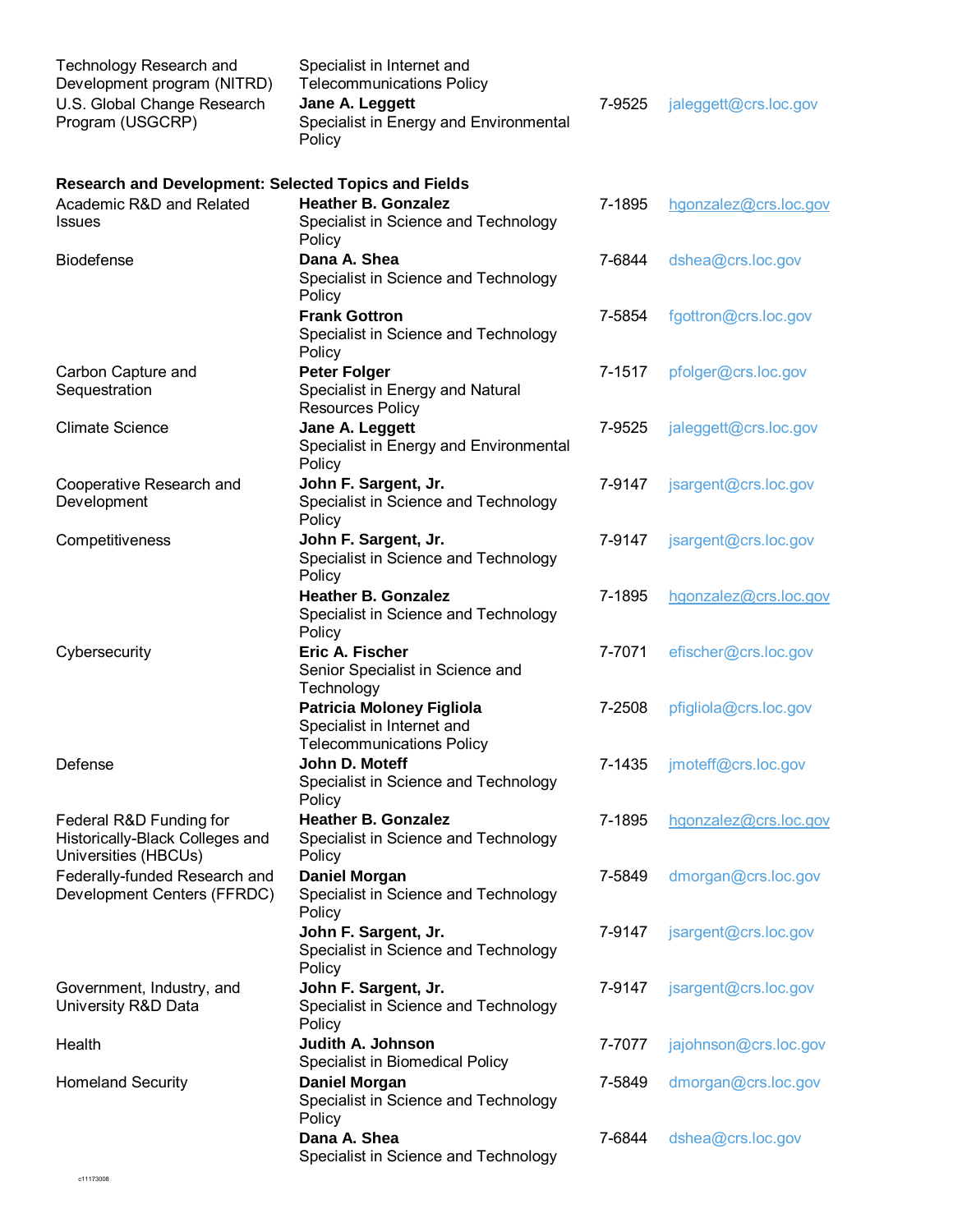| | | | |
|---|---|---|---|
| Technology Research and Development program (NITRD) | Specialist in Internet and Telecommunications Policy | | |
| U.S. Global Change Research Program (USGCRP) | **Jane A. Leggett** Specialist in Energy and Environmental Policy | 7-9525 | jaleggett@crs.loc.gov |

**Research and Development: Selected Topics and Fields**

| | | | |
|---|---|---|---|
| Academic R&D and Related Issues | **Heather B. Gonzalez** Specialist in Science and Technology Policy | 7-1895 | hgonzalez@crs.loc.gov |
| Biodefense | **Dana A. Shea** Specialist in Science and Technology Policy | 7-6844 | dshea@crs.loc.gov |
| | **Frank Gottron** Specialist in Science and Technology Policy | 7-5854 | fgottron@crs.loc.gov |
| Carbon Capture and Sequestration | **Peter Folger** Specialist in Energy and Natural Resources Policy | 7-1517 | pfolger@crs.loc.gov |
| Climate Science | **Jane A. Leggett** Specialist in Energy and Environmental Policy | 7-9525 | jaleggett@crs.loc.gov |
| Cooperative Research and Development | **John F. Sargent, Jr.** Specialist in Science and Technology Policy | 7-9147 | jsargent@crs.loc.gov |
| Competitiveness | **John F. Sargent, Jr.** Specialist in Science and Technology Policy | 7-9147 | jsargent@crs.loc.gov |
| | **Heather B. Gonzalez** Specialist in Science and Technology Policy | 7-1895 | hgonzalez@crs.loc.gov |
| Cybersecurity | **Eric A. Fischer** Senior Specialist in Science and Technology | 7-7071 | efischer@crs.loc.gov |
| | **Patricia Moloney Figliola** Specialist in Internet and Telecommunications Policy | 7-2508 | pfigliola@crs.loc.gov |
| Defense | **John D. Moteff** Specialist in Science and Technology Policy | 7-1435 | jmoteff@crs.loc.gov |
| Federal R&D Funding for Historically-Black Colleges and Universities (HBCUs) | **Heather B. Gonzalez** Specialist in Science and Technology Policy | 7-1895 | hgonzalez@crs.loc.gov |
| Federally-funded Research and Development Centers (FFRDC) | **Daniel Morgan** Specialist in Science and Technology Policy | 7-5849 | dmorgan@crs.loc.gov |
| | **John F. Sargent, Jr.** Specialist in Science and Technology Policy | 7-9147 | jsargent@crs.loc.gov |
| Government, Industry, and University R&D Data | **John F. Sargent, Jr.** Specialist in Science and Technology Policy | 7-9147 | jsargent@crs.loc.gov |
| Health | **Judith A. Johnson** Specialist in Biomedical Policy | 7-7077 | jajohnson@crs.loc.gov |
| Homeland Security | **Daniel Morgan** Specialist in Science and Technology Policy | 7-5849 | dmorgan@crs.loc.gov |
| | **Dana A. Shea** Specialist in Science and Technology | 7-6844 | dshea@crs.loc.gov |

c11173008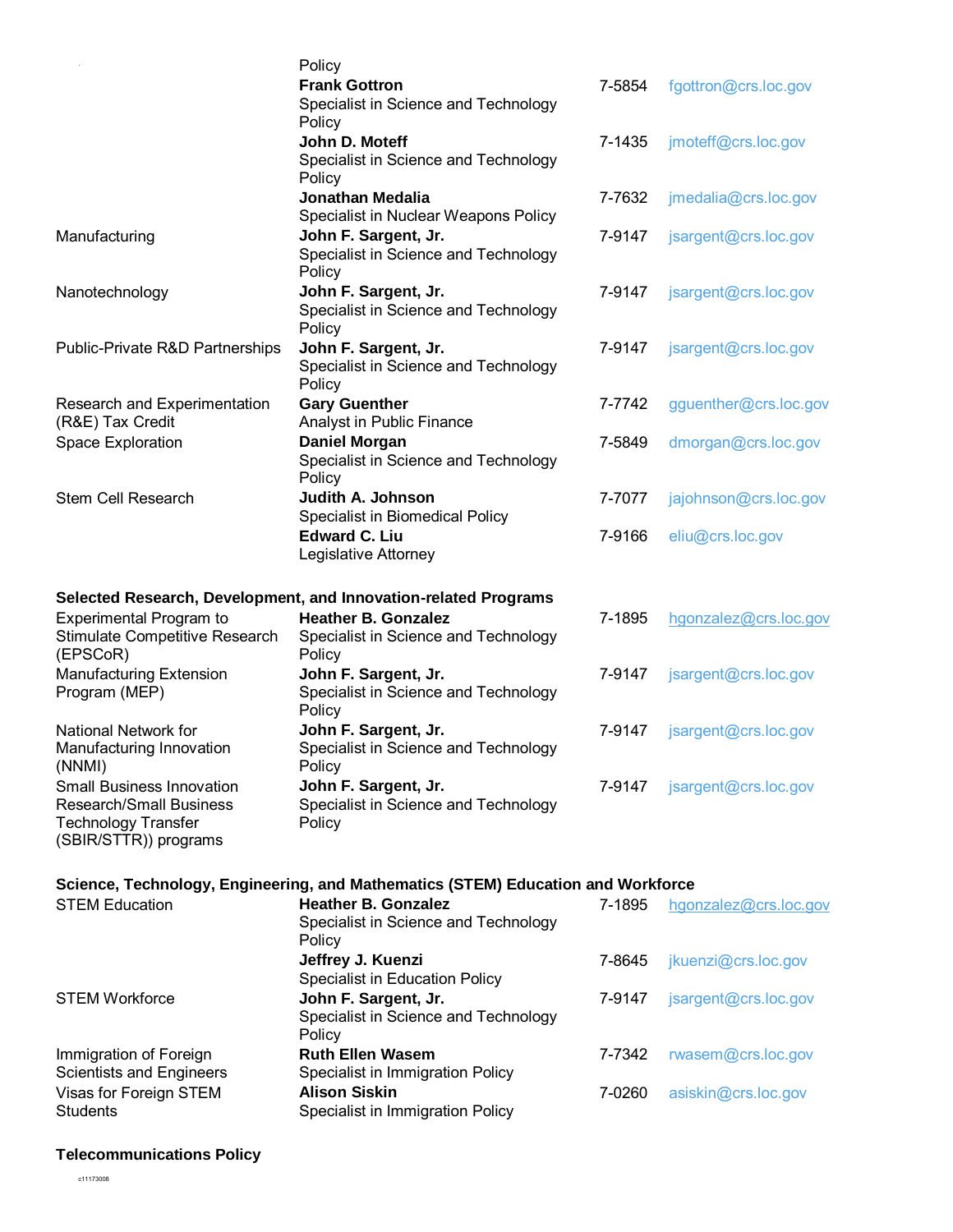| | | | |
|---|---|---|---|
| | Policy | | |
| | **Frank Gottron** Specialist in Science and Technology Policy | 7-5854 | fgottron@crs.loc.gov |
| | **John D. Moteff** Specialist in Science and Technology Policy | 7-1435 | jmoteff@crs.loc.gov |
| | **Jonathan Medalia** Specialist in Nuclear Weapons Policy | 7-7632 | jmedalia@crs.loc.gov |
| Manufacturing | **John F. Sargent, Jr.** Specialist in Science and Technology Policy | 7-9147 | jsargent@crs.loc.gov |
| Nanotechnology | **John F. Sargent, Jr.** Specialist in Science and Technology Policy | 7-9147 | jsargent@crs.loc.gov |
| Public-Private R&D Partnerships | **John F. Sargent, Jr.** Specialist in Science and Technology Policy | 7-9147 | jsargent@crs.loc.gov |
| Research and Experimentation (R&E) Tax Credit | **Gary Guenther** Analyst in Public Finance | 7-7742 | gguenther@crs.loc.gov |
| Space Exploration | **Daniel Morgan** Specialist in Science and Technology Policy | 7-5849 | dmorgan@crs.loc.gov |
| Stem Cell Research | **Judith A. Johnson** Specialist in Biomedical Policy | 7-7077 | jajohnson@crs.loc.gov |
| | **Edward C. Liu** Legislative Attorney | 7-9166 | eliu@crs.loc.gov |

**Selected Research, Development, and Innovation-related Programs**

| | | | |
|---|---|---|---|
| Experimental Program to Stimulate Competitive Research (EPSCoR) | **Heather B. Gonzalez** Specialist in Science and Technology Policy | 7-1895 | hgonzalez@crs.loc.gov |
| Manufacturing Extension Program (MEP) | **John F. Sargent, Jr.** Specialist in Science and Technology Policy | 7-9147 | jsargent@crs.loc.gov |
| National Network for Manufacturing Innovation (NNMI) | **John F. Sargent, Jr.** Specialist in Science and Technology Policy | 7-9147 | jsargent@crs.loc.gov |
| Small Business Innovation Research/Small Business Technology Transfer (SBIR/STTR)) programs | **John F. Sargent, Jr.** Specialist in Science and Technology Policy | 7-9147 | jsargent@crs.loc.gov |

**Science, Technology, Engineering, and Mathematics (STEM) Education and Workforce**

| | | | |
|---|---|---|---|
| STEM Education | **Heather B. Gonzalez** Specialist in Science and Technology Policy | 7-1895 | hgonzalez@crs.loc.gov |
| | **Jeffrey J. Kuenzi** Specialist in Education Policy | 7-8645 | jkuenzi@crs.loc.gov |
| STEM Workforce | **John F. Sargent, Jr.** Specialist in Science and Technology Policy | 7-9147 | jsargent@crs.loc.gov |
| Immigration of Foreign Scientists and Engineers | **Ruth Ellen Wasem** Specialist in Immigration Policy | 7-7342 | rwasem@crs.loc.gov |
| Visas for Foreign STEM Students | **Alison Siskin** Specialist in Immigration Policy | 7-0260 | asiskin@crs.loc.gov |

**Telecommunications Policy**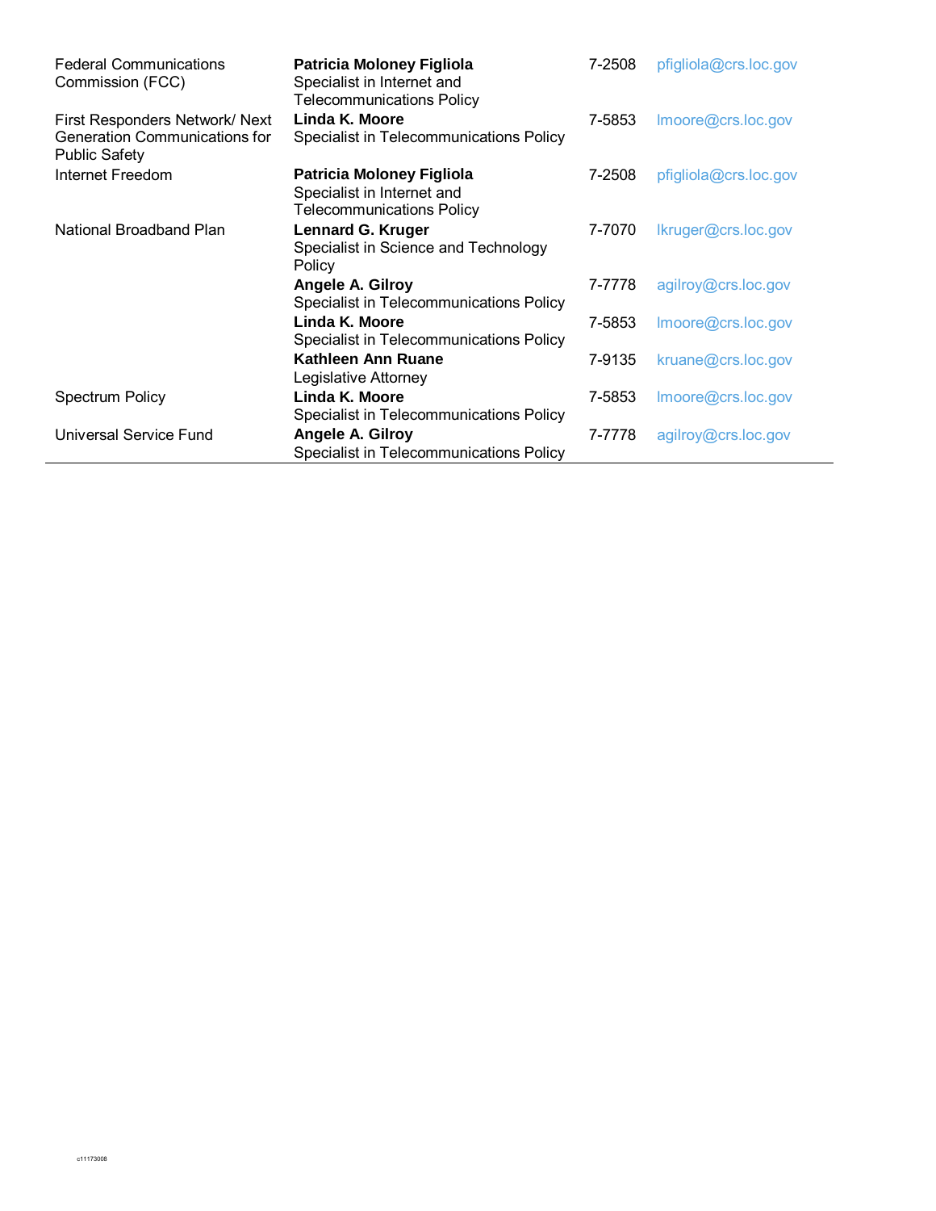| | | | |
|---|---|---|---|
| Federal Communications Commission (FCC) | **Patricia Moloney Figliola** Specialist in Internet and Telecommunications Policy | 7-2508 | pfigliola@crs.loc.gov |
| First Responders Network/ Next Generation Communications for Public Safety | **Linda K. Moore** Specialist in Telecommunications Policy | 7-5853 | lmoore@crs.loc.gov |
| Internet Freedom | **Patricia Moloney Figliola** Specialist in Internet and Telecommunications Policy | 7-2508 | pfigliola@crs.loc.gov |
| National Broadband Plan | **Lennard G. Kruger** Specialist in Science and Technology Policy | 7-7070 | lkruger@crs.loc.gov |
| | **Angele A. Gilroy** Specialist in Telecommunications Policy | 7-7778 | agilroy@crs.loc.gov |
| | **Linda K. Moore** Specialist in Telecommunications Policy | 7-5853 | lmoore@crs.loc.gov |
| | **Kathleen Ann Ruane** Legislative Attorney | 7-9135 | kruane@crs.loc.gov |
| Spectrum Policy | **Linda K. Moore** Specialist in Telecommunications Policy | 7-5853 | lmoore@crs.loc.gov |
| Universal Service Fund | **Angele A. Gilroy** Specialist in Telecommunications Policy | 7-7778 | agilroy@crs.loc.gov |

c11173008